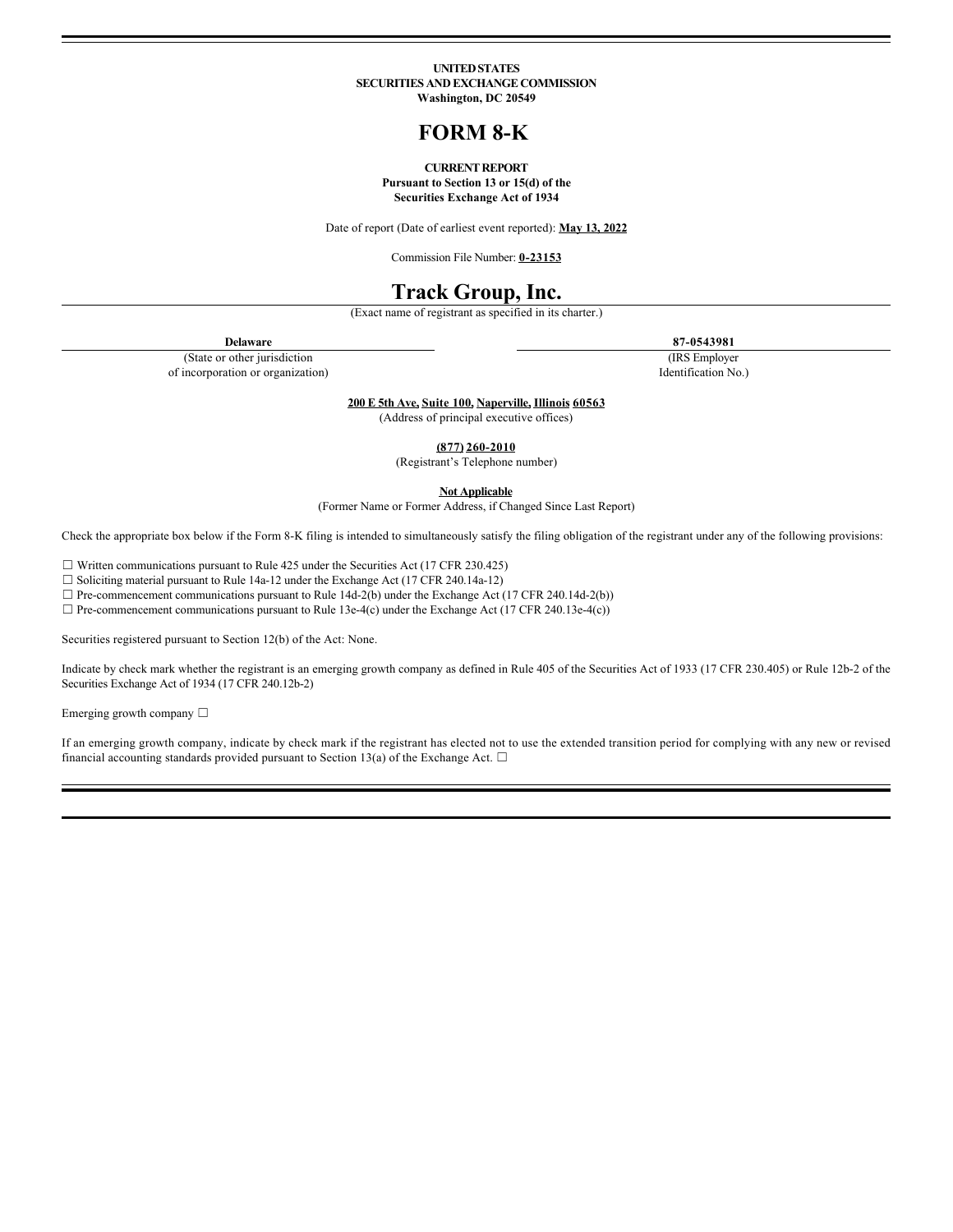**UNITED STATES**
**SECURITIES AND EXCHANGE COMMISSION**
**Washington, DC 20549**

# FORM 8-K

**CURRENT REPORT**
**Pursuant to Section 13 or 15(d) of the**
**Securities Exchange Act of 1934**

Date of report (Date of earliest event reported): **May 13, 2022**

Commission File Number: **0-23153**

# Track Group, Inc.

(Exact name of registrant as specified in its charter.)

| **Delaware** | **87-0543981** |
|---|---|
| (State or other jurisdiction of incorporation or organization) | (IRS Employer Identification No.) |

**200 E 5th Ave, Suite 100, Naperville, Illinois 60563**
(Address of principal executive offices)

**(877) 260-2010**
(Registrant's Telephone number)

**Not Applicable**
(Former Name or Former Address, if Changed Since Last Report)

Check the appropriate box below if the Form 8-K filing is intended to simultaneously satisfy the filing obligation of the registrant under any of the following provisions:

☐ Written communications pursuant to Rule 425 under the Securities Act (17 CFR 230.425)
☐ Soliciting material pursuant to Rule 14a-12 under the Exchange Act (17 CFR 240.14a-12)
☐ Pre-commencement communications pursuant to Rule 14d-2(b) under the Exchange Act (17 CFR 240.14d-2(b))
☐ Pre-commencement communications pursuant to Rule 13e-4(c) under the Exchange Act (17 CFR 240.13e-4(c))

Securities registered pursuant to Section 12(b) of the Act: None.

Indicate by check mark whether the registrant is an emerging growth company as defined in Rule 405 of the Securities Act of 1933 (17 CFR 230.405) or Rule 12b-2 of the Securities Exchange Act of 1934 (17 CFR 240.12b-2)

Emerging growth company ☐

If an emerging growth company, indicate by check mark if the registrant has elected not to use the extended transition period for complying with any new or revised financial accounting standards provided pursuant to Section 13(a) of the Exchange Act. ☐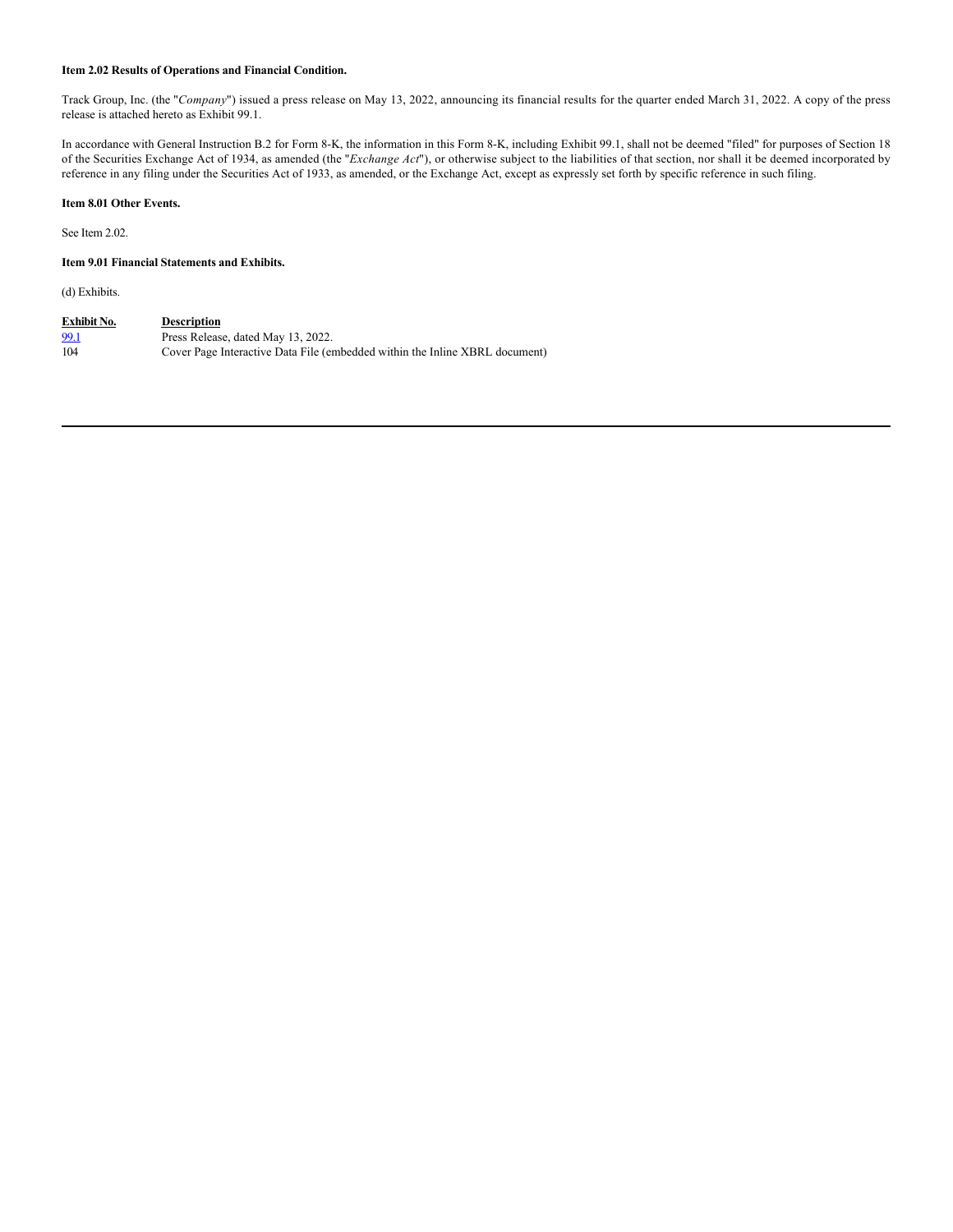**Item 2.02 Results of Operations and Financial Condition.**

Track Group, Inc. (the "*Company*") issued a press release on May 13, 2022, announcing its financial results for the quarter ended March 31, 2022. A copy of the press release is attached hereto as Exhibit 99.1.

In accordance with General Instruction B.2 for Form 8-K, the information in this Form 8-K, including Exhibit 99.1, shall not be deemed "filed" for purposes of Section 18 of the Securities Exchange Act of 1934, as amended (the "*Exchange Act*"), or otherwise subject to the liabilities of that section, nor shall it be deemed incorporated by reference in any filing under the Securities Act of 1933, as amended, or the Exchange Act, except as expressly set forth by specific reference in such filing.

**Item 8.01 Other Events.**

See Item 2.02.

**Item 9.01 Financial Statements and Exhibits.**

(d) Exhibits.

| Exhibit No. | Description |
|---|---|
| 99.1 | Press Release, dated May 13, 2022. |
| 104 | Cover Page Interactive Data File (embedded within the Inline XBRL document) |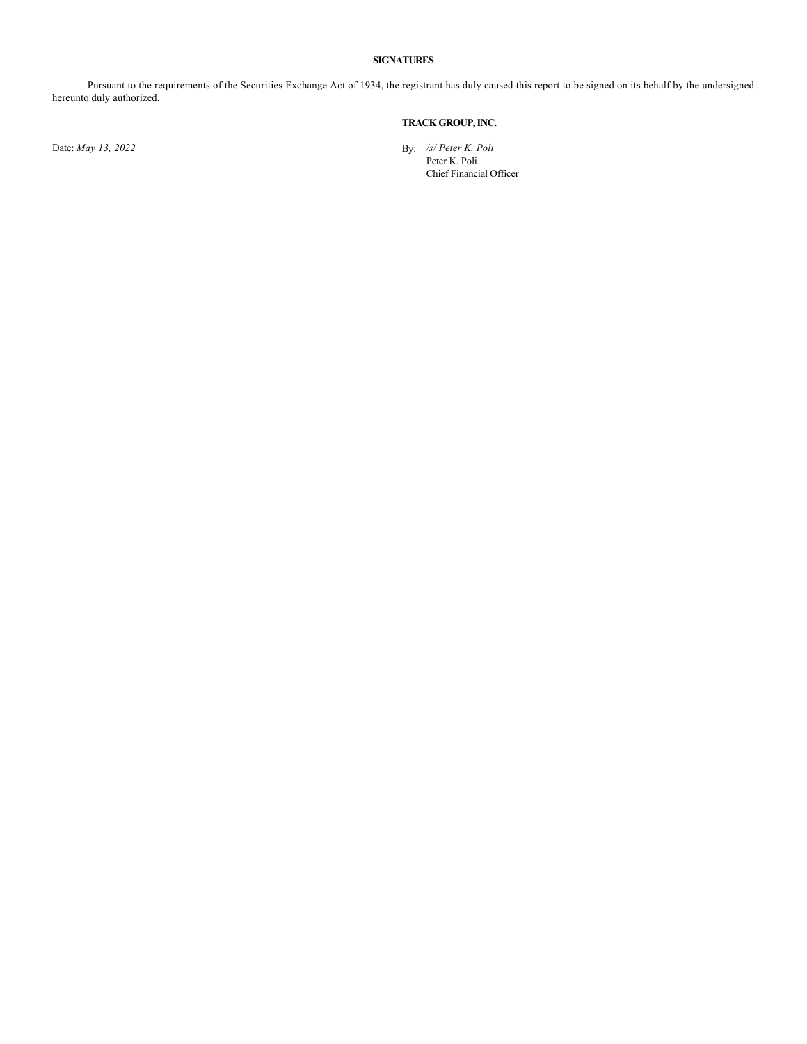## SIGNATURES

Pursuant to the requirements of the Securities Exchange Act of 1934, the registrant has duly caused this report to be signed on its behalf by the undersigned hereunto duly authorized.

**TRACK GROUP, INC.**

Date: *May 13, 2022*

By: */s/ Peter K. Poli*
Peter K. Poli
Chief Financial Officer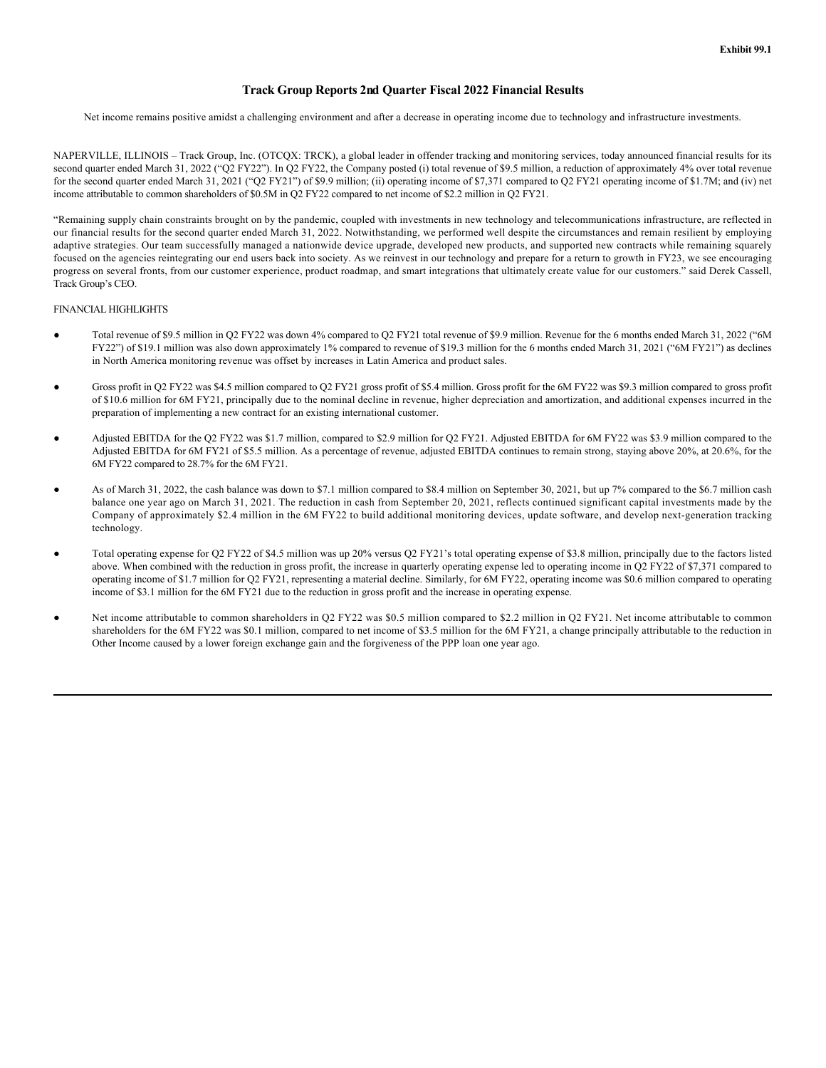Exhibit 99.1

# Track Group Reports 2nd Quarter Fiscal 2022 Financial Results

Net income remains positive amidst a challenging environment and after a decrease in operating income due to technology and infrastructure investments.

NAPERVILLE, ILLINOIS – Track Group, Inc. (OTCQX: TRCK), a global leader in offender tracking and monitoring services, today announced financial results for its second quarter ended March 31, 2022 ("Q2 FY22"). In Q2 FY22, the Company posted (i) total revenue of $9.5 million, a reduction of approximately 4% over total revenue for the second quarter ended March 31, 2021 ("Q2 FY21") of $9.9 million; (ii) operating income of $7,371 compared to Q2 FY21 operating income of $1.7M; and (iv) net income attributable to common shareholders of $0.5M in Q2 FY22 compared to net income of $2.2 million in Q2 FY21.

"Remaining supply chain constraints brought on by the pandemic, coupled with investments in new technology and telecommunications infrastructure, are reflected in our financial results for the second quarter ended March 31, 2022. Notwithstanding, we performed well despite the circumstances and remain resilient by employing adaptive strategies. Our team successfully managed a nationwide device upgrade, developed new products, and supported new contracts while remaining squarely focused on the agencies reintegrating our end users back into society. As we reinvest in our technology and prepare for a return to growth in FY23, we see encouraging progress on several fronts, from our customer experience, product roadmap, and smart integrations that ultimately create value for our customers." said Derek Cassell, Track Group's CEO.

FINANCIAL HIGHLIGHTS

- Total revenue of $9.5 million in Q2 FY22 was down 4% compared to Q2 FY21 total revenue of $9.9 million. Revenue for the 6 months ended March 31, 2022 ("6M FY22") of $19.1 million was also down approximately 1% compared to revenue of $19.3 million for the 6 months ended March 31, 2021 ("6M FY21") as declines in North America monitoring revenue was offset by increases in Latin America and product sales.

- Gross profit in Q2 FY22 was $4.5 million compared to Q2 FY21 gross profit of $5.4 million. Gross profit for the 6M FY22 was $9.3 million compared to gross profit of $10.6 million for 6M FY21, principally due to the nominal decline in revenue, higher depreciation and amortization, and additional expenses incurred in the preparation of implementing a new contract for an existing international customer.

- Adjusted EBITDA for the Q2 FY22 was $1.7 million, compared to $2.9 million for Q2 FY21. Adjusted EBITDA for 6M FY22 was $3.9 million compared to the Adjusted EBITDA for 6M FY21 of $5.5 million. As a percentage of revenue, adjusted EBITDA continues to remain strong, staying above 20%, at 20.6%, for the 6M FY22 compared to 28.7% for the 6M FY21.

- As of March 31, 2022, the cash balance was down to $7.1 million compared to $8.4 million on September 30, 2021, but up 7% compared to the $6.7 million cash balance one year ago on March 31, 2021. The reduction in cash from September 20, 2021, reflects continued significant capital investments made by the Company of approximately $2.4 million in the 6M FY22 to build additional monitoring devices, update software, and develop next-generation tracking technology.

- Total operating expense for Q2 FY22 of $4.5 million was up 20% versus Q2 FY21's total operating expense of $3.8 million, principally due to the factors listed above. When combined with the reduction in gross profit, the increase in quarterly operating expense led to operating income in Q2 FY22 of $7,371 compared to operating income of $1.7 million for Q2 FY21, representing a material decline. Similarly, for 6M FY22, operating income was $0.6 million compared to operating income of $3.1 million for the 6M FY21 due to the reduction in gross profit and the increase in operating expense.

- Net income attributable to common shareholders in Q2 FY22 was $0.5 million compared to $2.2 million in Q2 FY21. Net income attributable to common shareholders for the 6M FY22 was $0.1 million, compared to net income of $3.5 million for the 6M FY21, a change principally attributable to the reduction in Other Income caused by a lower foreign exchange gain and the forgiveness of the PPP loan one year ago.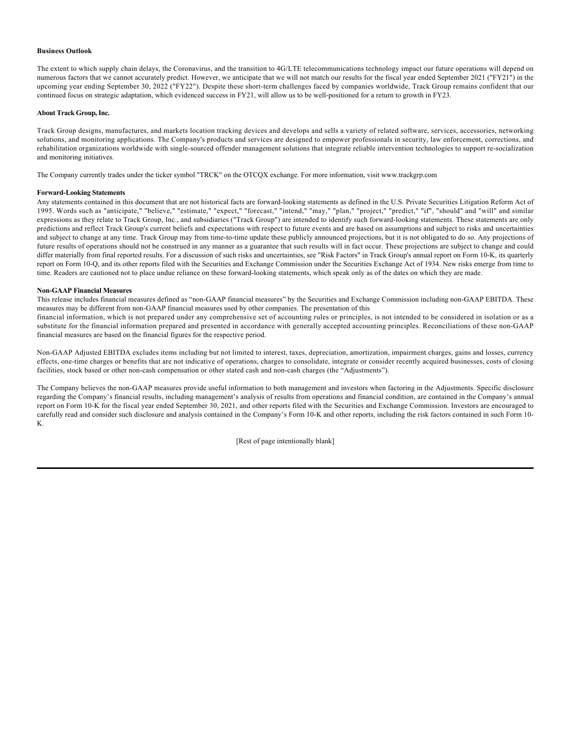**Business Outlook**

The extent to which supply chain delays, the Coronavirus, and the transition to 4G/LTE telecommunications technology impact our future operations will depend on numerous factors that we cannot accurately predict. However, we anticipate that we will not match our results for the fiscal year ended September 2021 ("FY21") in the upcoming year ending September 30, 2022 ("FY22"). Despite these short-term challenges faced by companies worldwide, Track Group remains confident that our continued focus on strategic adaptation, which evidenced success in FY21, will allow us to be well-positioned for a return to growth in FY23.

**About Track Group, Inc.**

Track Group designs, manufactures, and markets location tracking devices and develops and sells a variety of related software, services, accessories, networking solutions, and monitoring applications. The Company's products and services are designed to empower professionals in security, law enforcement, corrections, and rehabilitation organizations worldwide with single-sourced offender management solutions that integrate reliable intervention technologies to support re-socialization and monitoring initiatives.

The Company currently trades under the ticker symbol "TRCK" on the OTCQX exchange. For more information, visit www.trackgrp.com

**Forward-Looking Statements**

Any statements contained in this document that are not historical facts are forward-looking statements as defined in the U.S. Private Securities Litigation Reform Act of 1995. Words such as "anticipate," "believe," "estimate," "expect," "forecast," "intend," "may," "plan," "project," "predict," "if", "should" and "will" and similar expressions as they relate to Track Group, Inc., and subsidiaries ("Track Group") are intended to identify such forward-looking statements. These statements are only predictions and reflect Track Group's current beliefs and expectations with respect to future events and are based on assumptions and subject to risks and uncertainties and subject to change at any time. Track Group may from time-to-time update these publicly announced projections, but it is not obligated to do so. Any projections of future results of operations should not be construed in any manner as a guarantee that such results will in fact occur. These projections are subject to change and could differ materially from final reported results. For a discussion of such risks and uncertainties, see "Risk Factors" in Track Group's annual report on Form 10-K, its quarterly report on Form 10-Q, and its other reports filed with the Securities and Exchange Commission under the Securities Exchange Act of 1934. New risks emerge from time to time. Readers are cautioned not to place undue reliance on these forward-looking statements, which speak only as of the dates on which they are made.

**Non-GAAP Financial Measures**

This release includes financial measures defined as “non-GAAP financial measures” by the Securities and Exchange Commission including non-GAAP EBITDA. These measures may be different from non-GAAP financial measures used by other companies. The presentation of this financial information, which is not prepared under any comprehensive set of accounting rules or principles, is not intended to be considered in isolation or as a substitute for the financial information prepared and presented in accordance with generally accepted accounting principles. Reconciliations of these non-GAAP financial measures are based on the financial figures for the respective period.

Non-GAAP Adjusted EBITDA excludes items including but not limited to interest, taxes, depreciation, amortization, impairment charges, gains and losses, currency effects, one-time charges or benefits that are not indicative of operations, charges to consolidate, integrate or consider recently acquired businesses, costs of closing facilities, stock based or other non-cash compensation or other stated cash and non-cash charges (the “Adjustments”).

The Company believes the non-GAAP measures provide useful information to both management and investors when factoring in the Adjustments. Specific disclosure regarding the Company’s financial results, including management’s analysis of results from operations and financial condition, are contained in the Company’s annual report on Form 10-K for the fiscal year ended September 30, 2021, and other reports filed with the Securities and Exchange Commission. Investors are encouraged to carefully read and consider such disclosure and analysis contained in the Company’s Form 10-K and other reports, including the risk factors contained in such Form 10-K.

[Rest of page intentionally blank]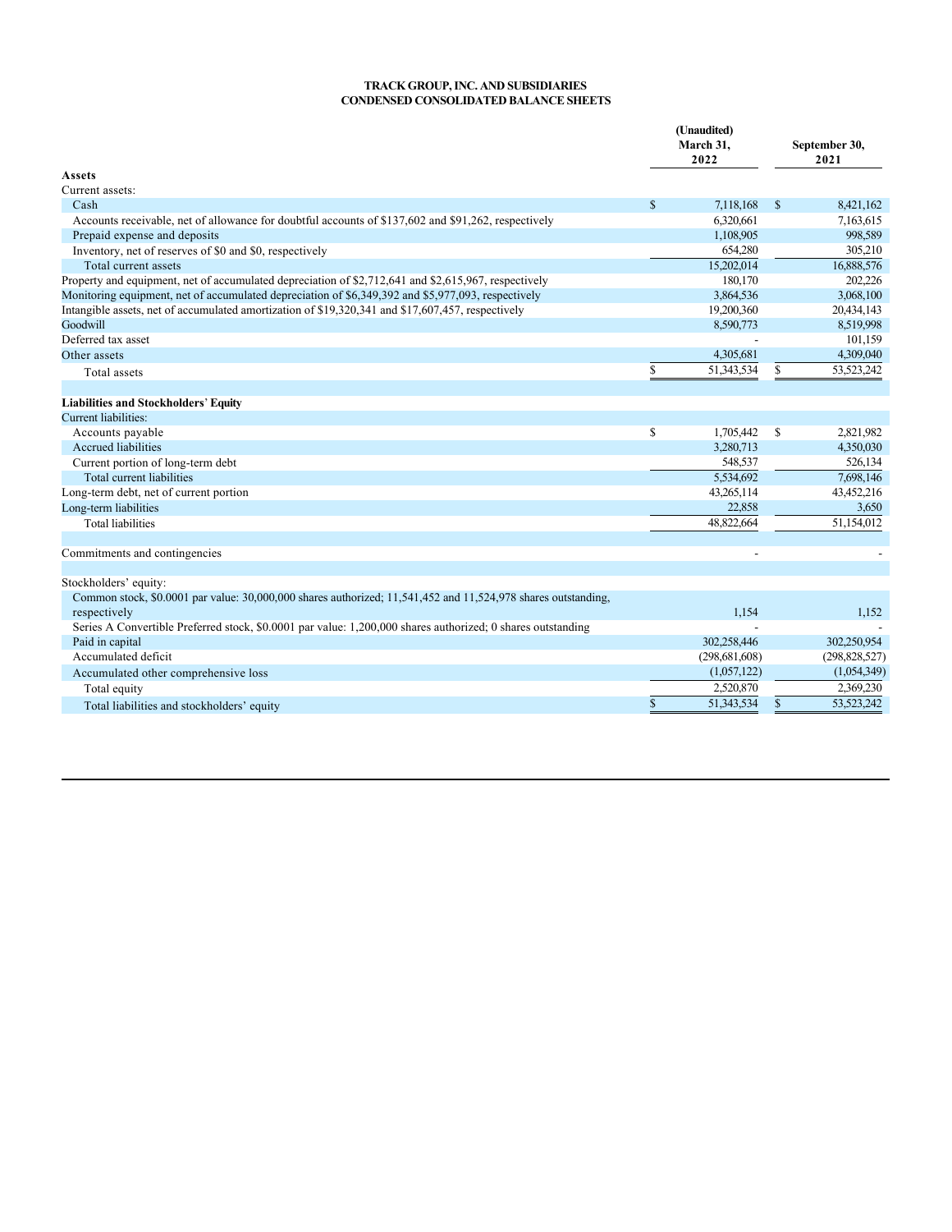**TRACK GROUP, INC. AND SUBSIDIARIES**
**CONDENSED CONSOLIDATED BALANCE SHEETS**

| | (Unaudited) March 31, 2022 | September 30, 2021 |
|---|---|---|
| **Assets** | | |
| Current assets: | | |
| Cash | $ 7,118,168 | $ 8,421,162 |
| Accounts receivable, net of allowance for doubtful accounts of $137,602 and $91,262, respectively | 6,320,661 | 7,163,615 |
| Prepaid expense and deposits | 1,108,905 | 998,589 |
| Inventory, net of reserves of $0 and $0, respectively | 654,280 | 305,210 |
| Total current assets | 15,202,014 | 16,888,576 |
| Property and equipment, net of accumulated depreciation of $2,712,641 and $2,615,967, respectively | 180,170 | 202,226 |
| Monitoring equipment, net of accumulated depreciation of $6,349,392 and $5,977,093, respectively | 3,864,536 | 3,068,100 |
| Intangible assets, net of accumulated amortization of $19,320,341 and $17,607,457, respectively | 19,200,360 | 20,434,143 |
| Goodwill | 8,590,773 | 8,519,998 |
| Deferred tax asset | - | 101,159 |
| Other assets | 4,305,681 | 4,309,040 |
| Total assets | $ 51,343,534 | $ 53,523,242 |
| | | |
| **Liabilities and Stockholders' Equity** | | |
| Current liabilities: | | |
| Accounts payable | $ 1,705,442 | $ 2,821,982 |
| Accrued liabilities | 3,280,713 | 4,350,030 |
| Current portion of long-term debt | 548,537 | 526,134 |
| Total current liabilities | 5,534,692 | 7,698,146 |
| Long-term debt, net of current portion | 43,265,114 | 43,452,216 |
| Long-term liabilities | 22,858 | 3,650 |
| Total liabilities | 48,822,664 | 51,154,012 |
| | | |
| Commitments and contingencies | - | - |
| | | |
| Stockholders' equity: | | |
| Common stock, $0.0001 par value: 30,000,000 shares authorized; 11,541,452 and 11,524,978 shares outstanding, respectively | 1,154 | 1,152 |
| Series A Convertible Preferred stock, $0.0001 par value: 1,200,000 shares authorized; 0 shares outstanding | - | - |
| Paid in capital | 302,258,446 | 302,250,954 |
| Accumulated deficit | (298,681,608) | (298,828,527) |
| Accumulated other comprehensive loss | (1,057,122) | (1,054,349) |
| Total equity | 2,520,870 | 2,369,230 |
| Total liabilities and stockholders' equity | $ 51,343,534 | $ 53,523,242 |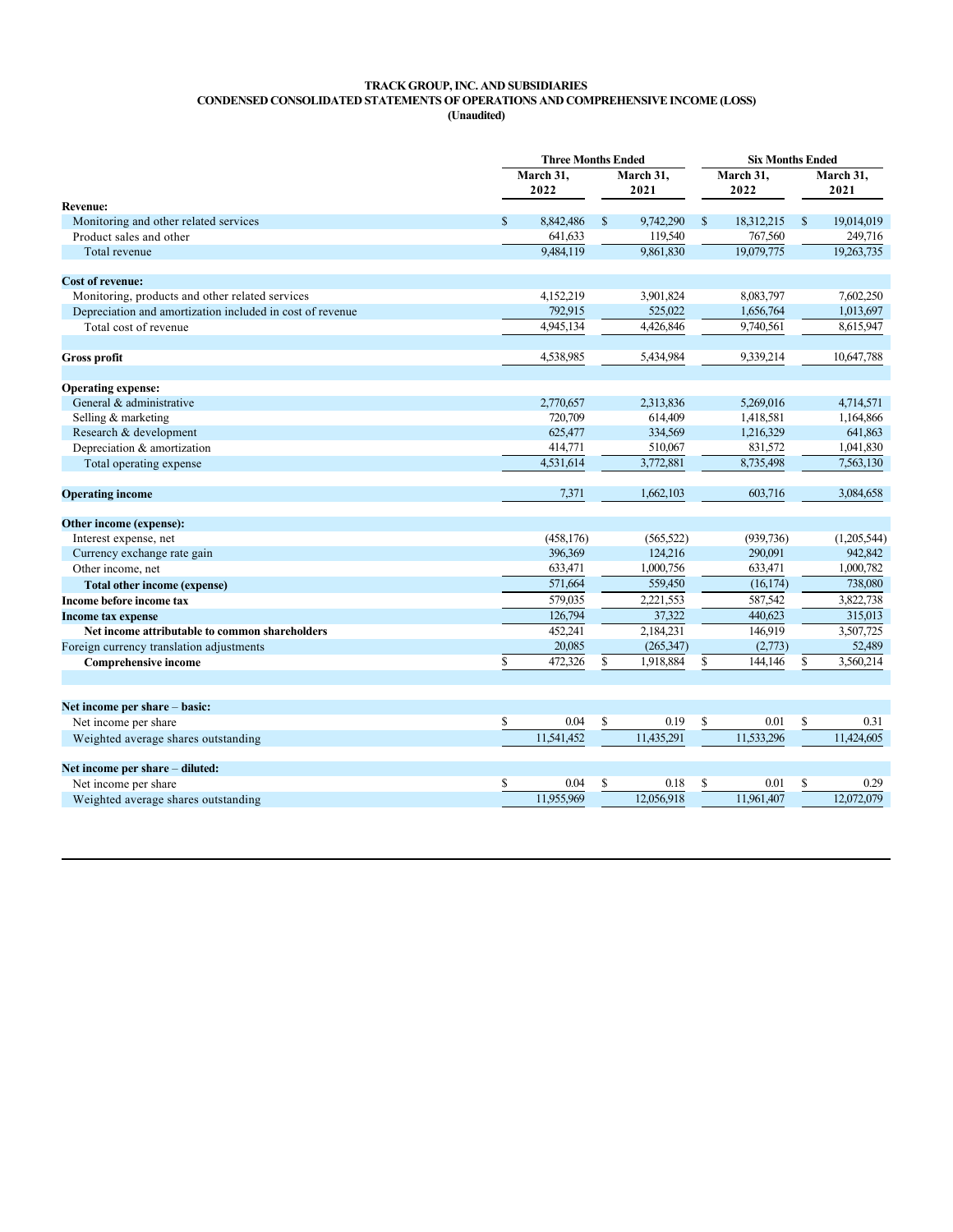# TRACK GROUP, INC. AND SUBSIDIARIES
## CONDENSED CONSOLIDATED STATEMENTS OF OPERATIONS AND COMPREHENSIVE INCOME (LOSS)
### (Unaudited)

| | Three Months Ended | | Six Months Ended | |
|---|---|---|---|---|
| | March 31, 2022 | March 31, 2021 | March 31, 2022 | March 31, 2021 |
| **Revenue:** | | | | |
| Monitoring and other related services | $ 8,842,486 | $ 9,742,290 | $ 18,312,215 | $ 19,014,019 |
| Product sales and other | 641,633 | 119,540 | 767,560 | 249,716 |
| Total revenue | 9,484,119 | 9,861,830 | 19,079,775 | 19,263,735 |
| | | | | |
| **Cost of revenue:** | | | | |
| Monitoring, products and other related services | 4,152,219 | 3,901,824 | 8,083,797 | 7,602,250 |
| Depreciation and amortization included in cost of revenue | 792,915 | 525,022 | 1,656,764 | 1,013,697 |
| Total cost of revenue | 4,945,134 | 4,426,846 | 9,740,561 | 8,615,947 |
| | | | | |
| **Gross profit** | 4,538,985 | 5,434,984 | 9,339,214 | 10,647,788 |
| | | | | |
| **Operating expense:** | | | | |
| General & administrative | 2,770,657 | 2,313,836 | 5,269,016 | 4,714,571 |
| Selling & marketing | 720,709 | 614,409 | 1,418,581 | 1,164,866 |
| Research & development | 625,477 | 334,569 | 1,216,329 | 641,863 |
| Depreciation & amortization | 414,771 | 510,067 | 831,572 | 1,041,830 |
| Total operating expense | 4,531,614 | 3,772,881 | 8,735,498 | 7,563,130 |
| | | | | |
| **Operating income** | 7,371 | 1,662,103 | 603,716 | 3,084,658 |
| | | | | |
| **Other income (expense):** | | | | |
| Interest expense, net | (458,176) | (565,522) | (939,736) | (1,205,544) |
| Currency exchange rate gain | 396,369 | 124,216 | 290,091 | 942,842 |
| Other income, net | 633,471 | 1,000,756 | 633,471 | 1,000,782 |
| **Total other income (expense)** | 571,664 | 559,450 | (16,174) | 738,080 |
| **Income before income tax** | 579,035 | 2,221,553 | 587,542 | 3,822,738 |
| **Income tax expense** | 126,794 | 37,322 | 440,623 | 315,013 |
| **Net income attributable to common shareholders** | 452,241 | 2,184,231 | 146,919 | 3,507,725 |
| Foreign currency translation adjustments | 20,085 | (265,347) | (2,773) | 52,489 |
| **Comprehensive income** | $ 472,326 | $ 1,918,884 | $ 144,146 | $ 3,560,214 |
| | | | | |
| **Net income per share – basic:** | | | | |
| Net income per share | $ 0.04 | $ 0.19 | $ 0.01 | $ 0.31 |
| Weighted average shares outstanding | 11,541,452 | 11,435,291 | 11,533,296 | 11,424,605 |
| | | | | |
| **Net income per share – diluted:** | | | | |
| Net income per share | $ 0.04 | $ 0.18 | $ 0.01 | $ 0.29 |
| Weighted average shares outstanding | 11,955,969 | 12,056,918 | 11,961,407 | 12,072,079 |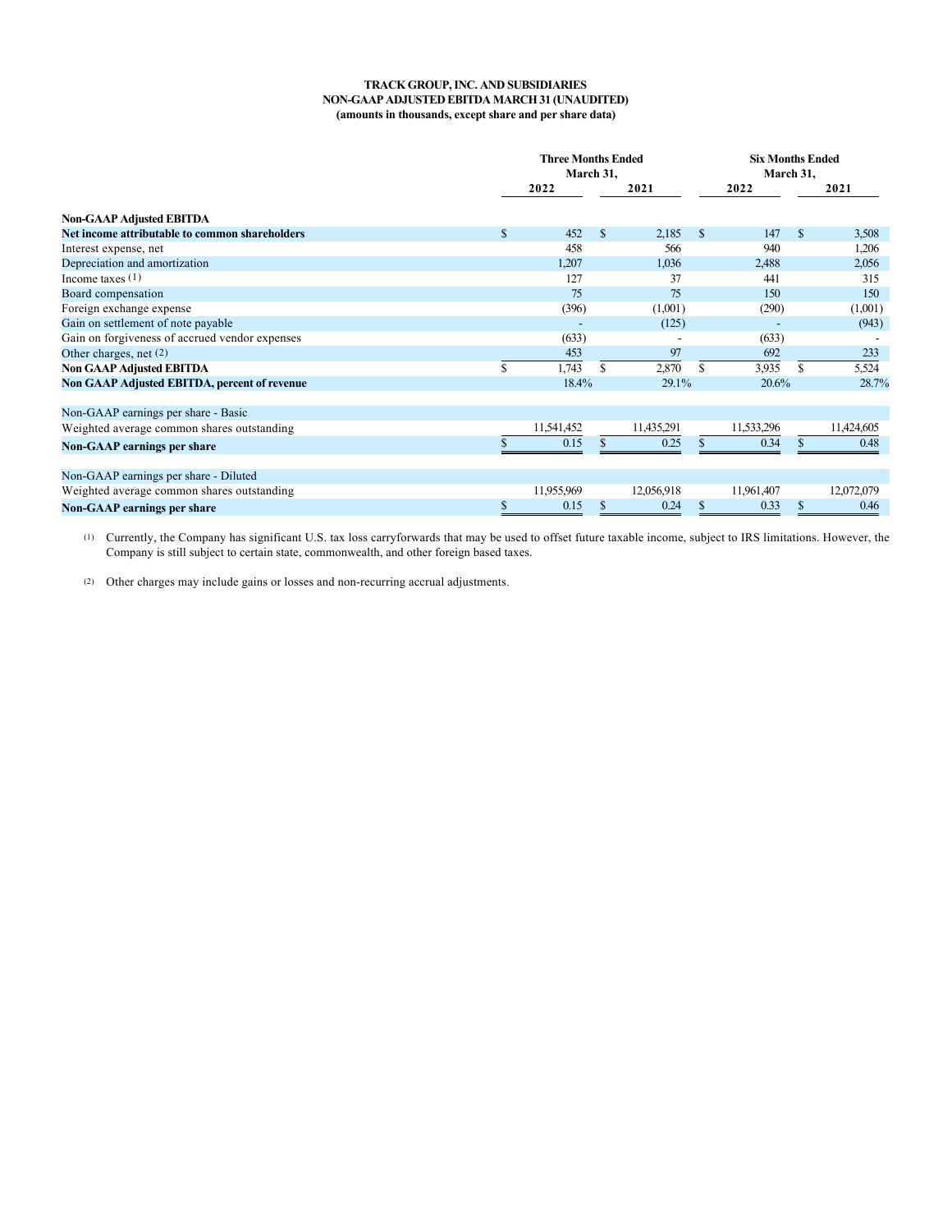**TRACK GROUP, INC. AND SUBSIDIARIES**
**NON-GAAP ADJUSTED EBITDA MARCH 31 (UNAUDITED)**
**(amounts in thousands, except share and per share data)**

| | Three Months Ended March 31, | | Six Months Ended March 31, | |
|---|---|---|---|---|
| | 2022 | 2021 | 2022 | 2021 |
| **Non-GAAP Adjusted EBITDA** | | | | |
| **Net income attributable to common shareholders** | $ 452 | $ 2,185 | $ 147 | $ 3,508 |
| Interest expense, net | 458 | 566 | 940 | 1,206 |
| Depreciation and amortization | 1,207 | 1,036 | 2,488 | 2,056 |
| Income taxes (1) | 127 | 37 | 441 | 315 |
| Board compensation | 75 | 75 | 150 | 150 |
| Foreign exchange expense | (396) | (1,001) | (290) | (1,001) |
| Gain on settlement of note payable | - | (125) | - | (943) |
| Gain on forgiveness of accrued vendor expenses | (633) | - | (633) | - |
| Other charges, net (2) | 453 | 97 | 692 | 233 |
| **Non GAAP Adjusted EBITDA** | $ 1,743 | $ 2,870 | $ 3,935 | $ 5,524 |
| **Non GAAP Adjusted EBITDA, percent of revenue** | 18.4% | 29.1% | 20.6% | 28.7% |
| | | | | |
| Non-GAAP earnings per share - Basic | | | | |
| Weighted average common shares outstanding | 11,541,452 | 11,435,291 | 11,533,296 | 11,424,605 |
| **Non-GAAP earnings per share** | $ 0.15 | $ 0.25 | $ 0.34 | $ 0.48 |
| | | | | |
| Non-GAAP earnings per share - Diluted | | | | |
| Weighted average common shares outstanding | 11,955,969 | 12,056,918 | 11,961,407 | 12,072,079 |
| **Non-GAAP earnings per share** | $ 0.15 | $ 0.24 | $ 0.33 | $ 0.46 |

(1) Currently, the Company has significant U.S. tax loss carryforwards that may be used to offset future taxable income, subject to IRS limitations. However, the Company is still subject to certain state, commonwealth, and other foreign based taxes.

(2) Other charges may include gains or losses and non-recurring accrual adjustments.